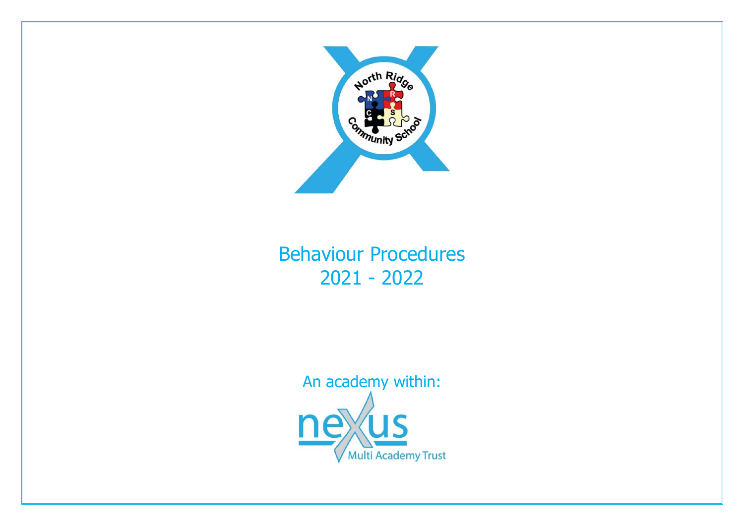# Behaviour Procedures
## 2021 - 2022

An academy within: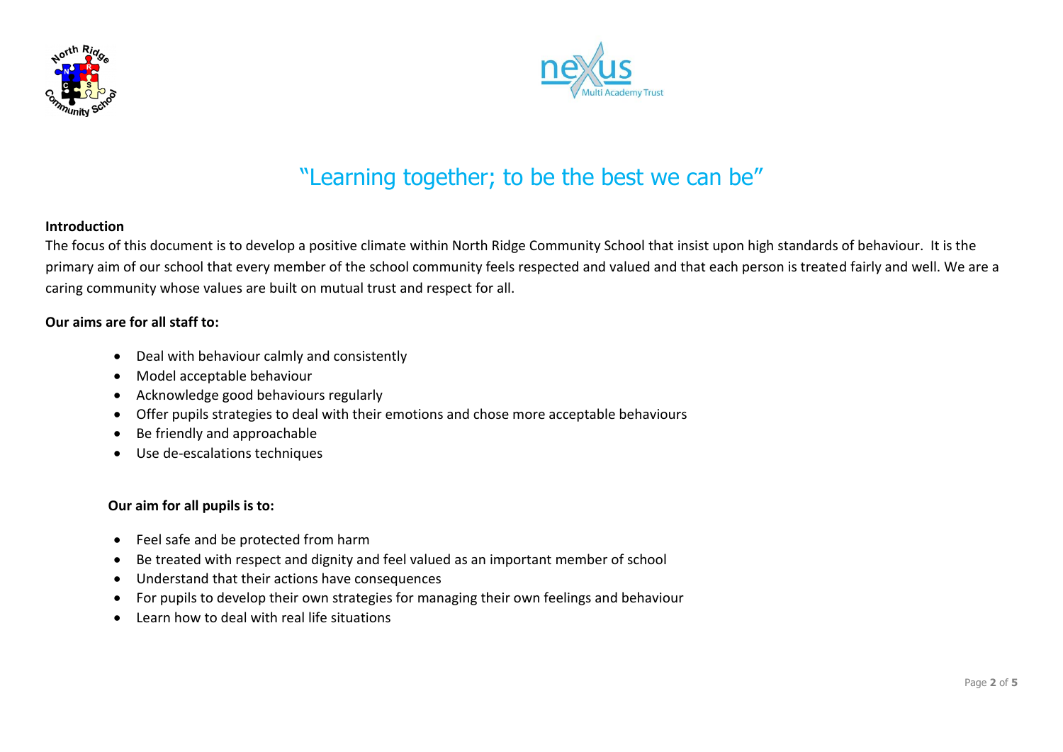"Learning together; to be the best we can be"

**Introduction**

The focus of this document is to develop a positive climate within North Ridge Community School that insist upon high standards of behaviour. It is the primary aim of our school that every member of the school community feels respected and valued and that each person is treated fairly and well. We are a caring community whose values are built on mutual trust and respect for all.

**Our aims are for all staff to:**

- Deal with behaviour calmly and consistently
- Model acceptable behaviour
- Acknowledge good behaviours regularly
- Offer pupils strategies to deal with their emotions and chose more acceptable behaviours
- Be friendly and approachable
- Use de-escalations techniques

**Our aim for all pupils is to:**

- Feel safe and be protected from harm
- Be treated with respect and dignity and feel valued as an important member of school
- Understand that their actions have consequences
- For pupils to develop their own strategies for managing their own feelings and behaviour
- Learn how to deal with real life situations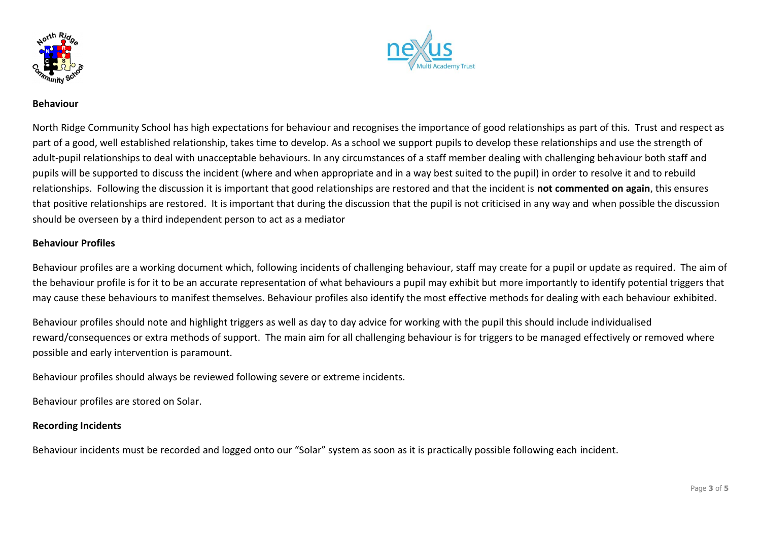## Behaviour

North Ridge Community School has high expectations for behaviour and recognises the importance of good relationships as part of this. Trust and respect as part of a good, well established relationship, takes time to develop. As a school we support pupils to develop these relationships and use the strength of adult-pupil relationships to deal with unacceptable behaviours. In any circumstances of a staff member dealing with challenging behaviour both staff and pupils will be supported to discuss the incident (where and when appropriate and in a way best suited to the pupil) in order to resolve it and to rebuild relationships. Following the discussion it is important that good relationships are restored and that the incident is **not commented on again**, this ensures that positive relationships are restored. It is important that during the discussion that the pupil is not criticised in any way and when possible the discussion should be overseen by a third independent person to act as a mediator

## Behaviour Profiles

Behaviour profiles are a working document which, following incidents of challenging behaviour, staff may create for a pupil or update as required. The aim of the behaviour profile is for it to be an accurate representation of what behaviours a pupil may exhibit but more importantly to identify potential triggers that may cause these behaviours to manifest themselves. Behaviour profiles also identify the most effective methods for dealing with each behaviour exhibited.

Behaviour profiles should note and highlight triggers as well as day to day advice for working with the pupil this should include individualised reward/consequences or extra methods of support. The main aim for all challenging behaviour is for triggers to be managed effectively or removed where possible and early intervention is paramount.

Behaviour profiles should always be reviewed following severe or extreme incidents.

Behaviour profiles are stored on Solar.

## Recording Incidents

Behaviour incidents must be recorded and logged onto our "Solar" system as soon as it is practically possible following each incident.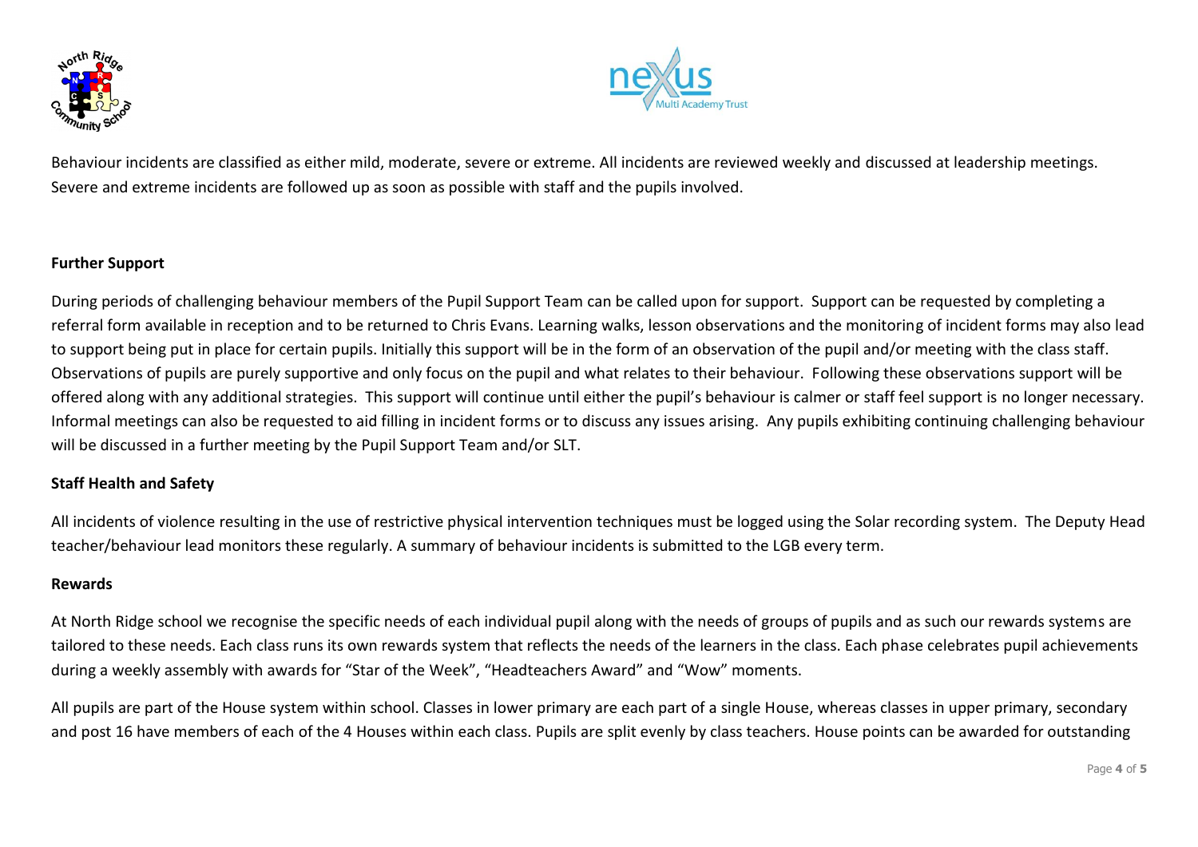Behaviour incidents are classified as either mild, moderate, severe or extreme. All incidents are reviewed weekly and discussed at leadership meetings. Severe and extreme incidents are followed up as soon as possible with staff and the pupils involved.

**Further Support**

During periods of challenging behaviour members of the Pupil Support Team can be called upon for support. Support can be requested by completing a referral form available in reception and to be returned to Chris Evans. Learning walks, lesson observations and the monitoring of incident forms may also lead to support being put in place for certain pupils. Initially this support will be in the form of an observation of the pupil and/or meeting with the class staff. Observations of pupils are purely supportive and only focus on the pupil and what relates to their behaviour. Following these observations support will be offered along with any additional strategies. This support will continue until either the pupil's behaviour is calmer or staff feel support is no longer necessary. Informal meetings can also be requested to aid filling in incident forms or to discuss any issues arising. Any pupils exhibiting continuing challenging behaviour will be discussed in a further meeting by the Pupil Support Team and/or SLT.

**Staff Health and Safety**

All incidents of violence resulting in the use of restrictive physical intervention techniques must be logged using the Solar recording system. The Deputy Head teacher/behaviour lead monitors these regularly. A summary of behaviour incidents is submitted to the LGB every term.

**Rewards**

At North Ridge school we recognise the specific needs of each individual pupil along with the needs of groups of pupils and as such our rewards systems are tailored to these needs. Each class runs its own rewards system that reflects the needs of the learners in the class. Each phase celebrates pupil achievements during a weekly assembly with awards for "Star of the Week", "Headteachers Award" and "Wow" moments.

All pupils are part of the House system within school. Classes in lower primary are each part of a single House, whereas classes in upper primary, secondary and post 16 have members of each of the 4 Houses within each class. Pupils are split evenly by class teachers. House points can be awarded for outstanding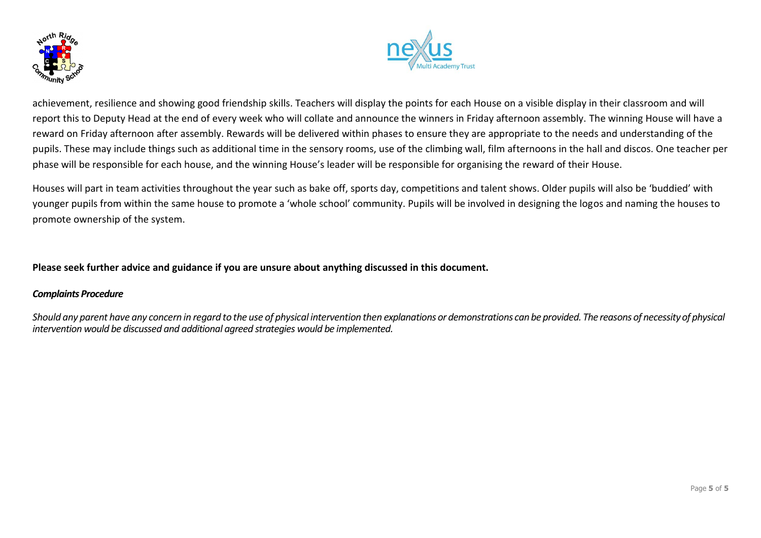achievement, resilience and showing good friendship skills. Teachers will display the points for each House on a visible display in their classroom and will report this to Deputy Head at the end of every week who will collate and announce the winners in Friday afternoon assembly. The winning House will have a reward on Friday afternoon after assembly. Rewards will be delivered within phases to ensure they are appropriate to the needs and understanding of the pupils. These may include things such as additional time in the sensory rooms, use of the climbing wall, film afternoons in the hall and discos. One teacher per phase will be responsible for each house, and the winning House's leader will be responsible for organising the reward of their House.

Houses will part in team activities throughout the year such as bake off, sports day, competitions and talent shows. Older pupils will also be 'buddied' with younger pupils from within the same house to promote a 'whole school' community. Pupils will be involved in designing the logos and naming the houses to promote ownership of the system.

**Please seek further advice and guidance if you are unsure about anything discussed in this document.**

***Complaints Procedure***

*Should any parent have any concern in regard to the use of physical intervention then explanations or demonstrations can be provided. The reasons of necessity of physical intervention would be discussed and additional agreed strategies would be implemented.*